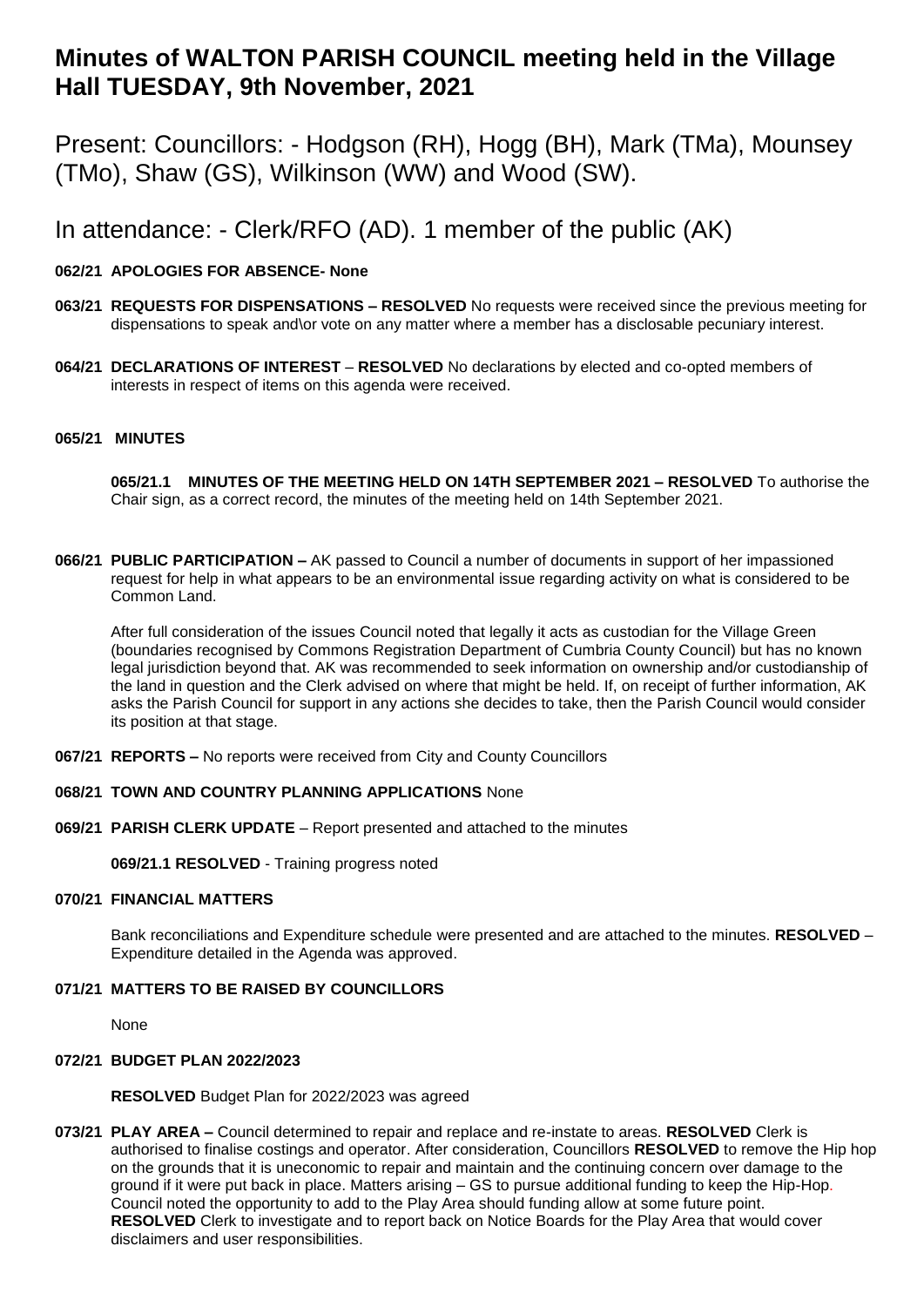# Minutes of WALTON PARISH COUNCIL meeting held in the Village Hall TUESDAY, 9th November, 2021

Present: Councillors: - Hodgson (RH), Hogg (BH), Mark (TMa), Mounsey (TMo), Shaw (GS), Wilkinson (WW) and Wood (SW).

In attendance: - Clerk/RFO (AD). 1 member of the public (AK)

**062/21 APOLOGIES FOR ABSENCE- None**

**063/21 REQUESTS FOR DISPENSATIONS – RESOLVED** No requests were received since the previous meeting for dispensations to speak and\or vote on any matter where a member has a disclosable pecuniary interest.

**064/21 DECLARATIONS OF INTEREST** – **RESOLVED** No declarations by elected and co-opted members of interests in respect of items on this agenda were received.

**065/21 MINUTES**

**065/21.1 MINUTES OF THE MEETING HELD ON 14TH SEPTEMBER 2021 – RESOLVED** To authorise the Chair sign, as a correct record, the minutes of the meeting held on 14th September 2021.

**066/21 PUBLIC PARTICIPATION –** AK passed to Council a number of documents in support of her impassioned request for help in what appears to be an environmental issue regarding activity on what is considered to be Common Land.

After full consideration of the issues Council noted that legally it acts as custodian for the Village Green (boundaries recognised by Commons Registration Department of Cumbria County Council) but has no known legal jurisdiction beyond that. AK was recommended to seek information on ownership and/or custodianship of the land in question and the Clerk advised on where that might be held. If, on receipt of further information, AK asks the Parish Council for support in any actions she decides to take, then the Parish Council would consider its position at that stage.

**067/21 REPORTS –** No reports were received from City and County Councillors

**068/21 TOWN AND COUNTRY PLANNING APPLICATIONS** None

**069/21 PARISH CLERK UPDATE** – Report presented and attached to the minutes

**069/21.1 RESOLVED** - Training progress noted

**070/21 FINANCIAL MATTERS**

Bank reconciliations and Expenditure schedule were presented and are attached to the minutes. **RESOLVED** – Expenditure detailed in the Agenda was approved.

**071/21 MATTERS TO BE RAISED BY COUNCILLORS**

None

**072/21 BUDGET PLAN 2022/2023**

**RESOLVED** Budget Plan for 2022/2023 was agreed

**073/21 PLAY AREA –** Council determined to repair and replace and re-instate to areas. **RESOLVED** Clerk is authorised to finalise costings and operator. After consideration, Councillors **RESOLVED** to remove the Hip hop on the grounds that it is uneconomic to repair and maintain and the continuing concern over damage to the ground if it were put back in place. Matters arising – GS to pursue additional funding to keep the Hip-Hop. Council noted the opportunity to add to the Play Area should funding allow at some future point. **RESOLVED** Clerk to investigate and to report back on Notice Boards for the Play Area that would cover disclaimers and user responsibilities.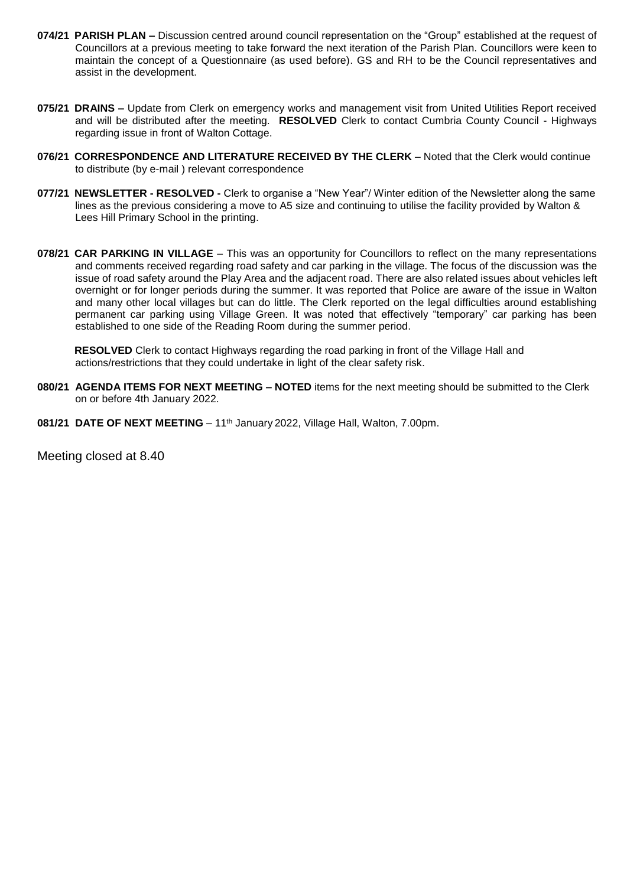**074/21 PARISH PLAN –** Discussion centred around council representation on the "Group" established at the request of Councillors at a previous meeting to take forward the next iteration of the Parish Plan. Councillors were keen to maintain the concept of a Questionnaire (as used before). GS and RH to be the Council representatives and assist in the development.

**075/21 DRAINS –** Update from Clerk on emergency works and management visit from United Utilities Report received and will be distributed after the meeting. **RESOLVED** Clerk to contact Cumbria County Council - Highways regarding issue in front of Walton Cottage.

**076/21 CORRESPONDENCE AND LITERATURE RECEIVED BY THE CLERK** – Noted that the Clerk would continue to distribute (by e-mail ) relevant correspondence

**077/21 NEWSLETTER - RESOLVED -** Clerk to organise a "New Year"/ Winter edition of the Newsletter along the same lines as the previous considering a move to A5 size and continuing to utilise the facility provided by Walton & Lees Hill Primary School in the printing.

**078/21 CAR PARKING IN VILLAGE** – This was an opportunity for Councillors to reflect on the many representations and comments received regarding road safety and car parking in the village. The focus of the discussion was the issue of road safety around the Play Area and the adjacent road. There are also related issues about vehicles left overnight or for longer periods during the summer. It was reported that Police are aware of the issue in Walton and many other local villages but can do little. The Clerk reported on the legal difficulties around establishing permanent car parking using Village Green. It was noted that effectively "temporary" car parking has been established to one side of the Reading Room during the summer period.

**RESOLVED** Clerk to contact Highways regarding the road parking in front of the Village Hall and actions/restrictions that they could undertake in light of the clear safety risk.

**080/21 AGENDA ITEMS FOR NEXT MEETING – NOTED** items for the next meeting should be submitted to the Clerk on or before 4th January 2022.

**081/21 DATE OF NEXT MEETING** – 11th January 2022, Village Hall, Walton, 7.00pm.

Meeting closed at 8.40